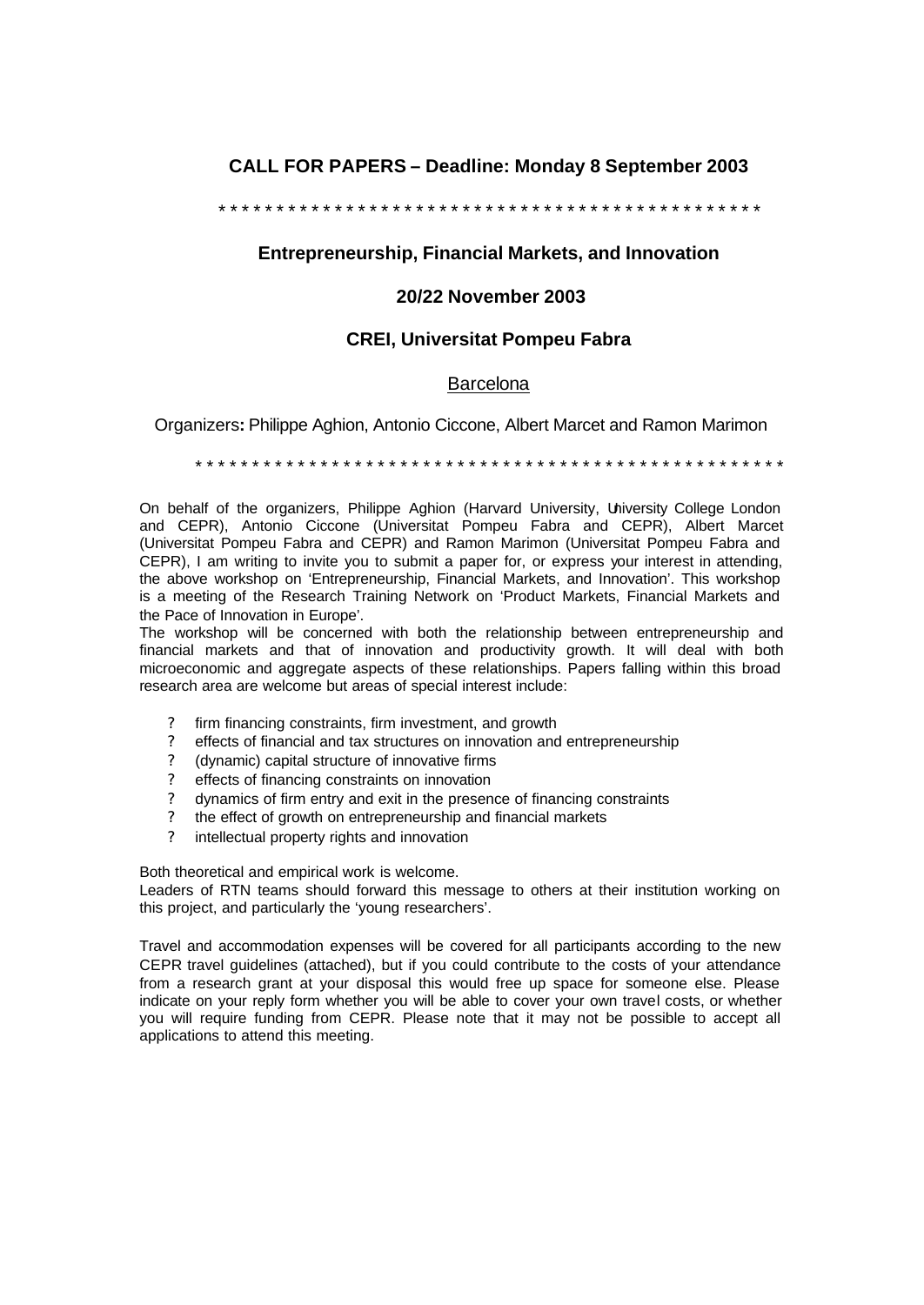**CALL FOR PAPERS – Deadline: Monday 8 September 2003**

\* \* \* \* \* \* \* \* \* \* \* \* \* \* \* \* \* \* \* \* \* \* \* \* \* \* \* \* \* \* \* \* \* \* \* \* \* \* \* \* \* \* \* \* \* \* \* \*

**Entrepreneurship, Financial Markets, and Innovation**

**20/22 November 2003**

**CREI, Universitat Pompeu Fabra**

Barcelona

Organizers**:** Philippe Aghion, Antonio Ciccone, Albert Marcet and Ramon Marimon

\* \* \* \* \* \* \* \* \* \* \* \* \* \* \* \* \* \* \* \* \* \* \* \* \* \* \* \* \* \* \* \* \* \* \* \* \* \* \* \* \* \* \* \* \* \* \* \* \* \* \* \*

On behalf of the organizers, Philippe Aghion (Harvard University, University College London and CEPR), Antonio Ciccone (Universitat Pompeu Fabra and CEPR), Albert Marcet (Universitat Pompeu Fabra and CEPR) and Ramon Marimon (Universitat Pompeu Fabra and CEPR), I am writing to invite you to submit a paper for, or express your interest in attending, the above workshop on 'Entrepreneurship, Financial Markets, and Innovation'. This workshop is a meeting of the Research Training Network on 'Product Markets, Financial Markets and the Pace of Innovation in Europe'.

The workshop will be concerned with both the relationship between entrepreneurship and financial markets and that of innovation and productivity growth. It will deal with both microeconomic and aggregate aspects of these relationships. Papers falling within this broad research area are welcome but areas of special interest include:

- firm financing constraints, firm investment, and growth
- effects of financial and tax structures on innovation and entrepreneurship
- (dynamic) capital structure of innovative firms
- effects of financing constraints on innovation
- dynamics of firm entry and exit in the presence of financing constraints
- the effect of growth on entrepreneurship and financial markets
- intellectual property rights and innovation

Both theoretical and empirical work is welcome.

Leaders of RTN teams should forward this message to others at their institution working on this project, and particularly the 'young researchers'.

Travel and accommodation expenses will be covered for all participants according to the new CEPR travel guidelines (attached), but if you could contribute to the costs of your attendance from a research grant at your disposal this would free up space for someone else. Please indicate on your reply form whether you will be able to cover your own travel costs, or whether you will require funding from CEPR. Please note that it may not be possible to accept all applications to attend this meeting.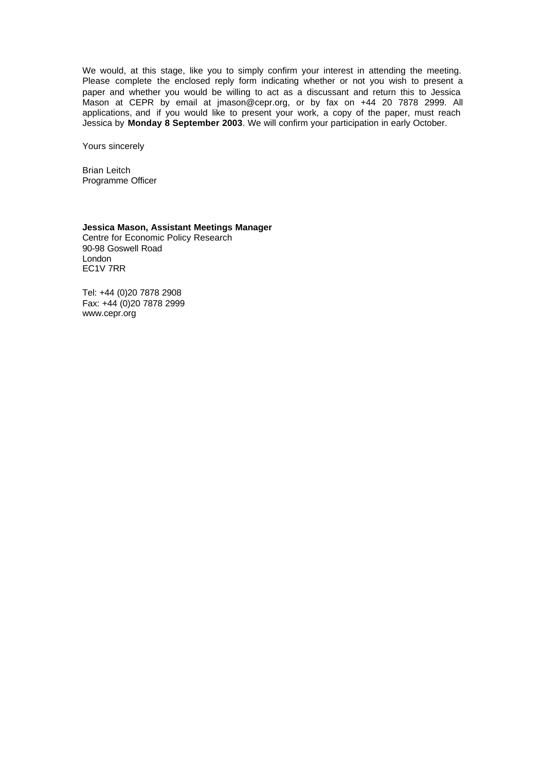We would, at this stage, like you to simply confirm your interest in attending the meeting. Please complete the enclosed reply form indicating whether or not you wish to present a paper and whether you would be willing to act as a discussant and return this to Jessica Mason at CEPR by email at jmason@cepr.org, or by fax on +44 20 7878 2999. All applications, and if you would like to present your work, a copy of the paper, must reach Jessica by **Monday 8 September 2003**. We will confirm your participation in early October.

Yours sincerely

Brian Leitch
Programme Officer

**Jessica Mason, Assistant Meetings Manager**
Centre for Economic Policy Research
90-98 Goswell Road
London
EC1V 7RR

Tel: +44 (0)20 7878 2908
Fax: +44 (0)20 7878 2999
www.cepr.org